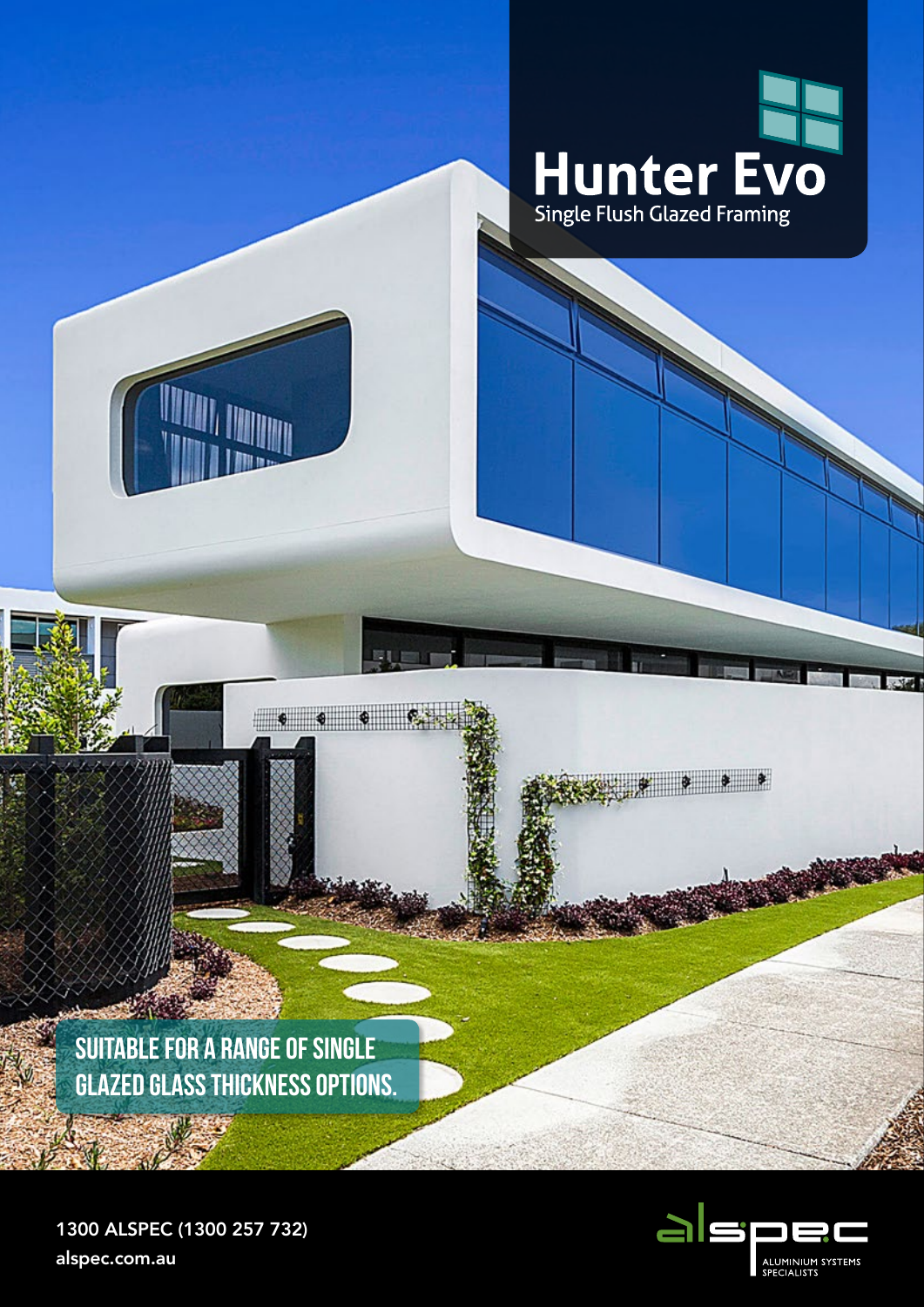# Hunter Evo

Single Flush Glazed Framing

**SUITABLE FOR A RANGE OF SINGLE GLAZED GLASS THICKNESS OPTIONS.**

1300 ALSPEC (1300 257 732)

alspec.com.au

alspec

ALUMINIUM SYSTEMS SPECIALISTS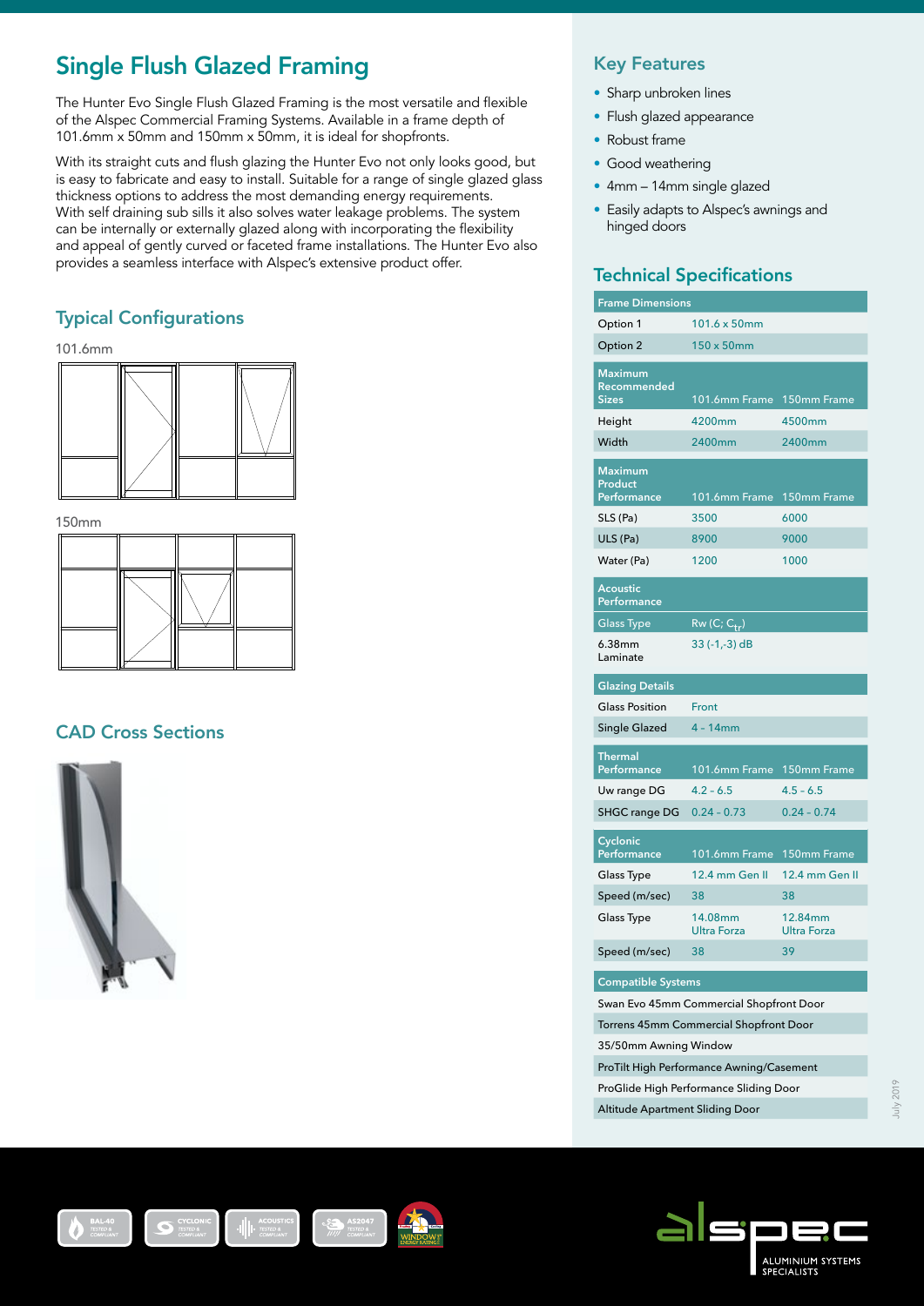# Single Flush Glazed Framing

The Hunter Evo Single Flush Glazed Framing is the most versatile and flexible of the Alspec Commercial Framing Systems. Available in a frame depth of 101.6mm x 50mm and 150mm x 50mm, it is ideal for shopfronts.

With its straight cuts and flush glazing the Hunter Evo not only looks good, but is easy to fabricate and easy to install. Suitable for a range of single glazed glass thickness options to address the most demanding energy requirements. With self draining sub sills it also solves water leakage problems. The system can be internally or externally glazed along with incorporating the flexibility and appeal of gently curved or faceted frame installations. The Hunter Evo also provides a seamless interface with Alspec's extensive product offer.

## Typical Configurations

101.6mm

150mm

## CAD Cross Sections

## Key Features

- Sharp unbroken lines
- Flush glazed appearance
- Robust frame
- Good weathering
- 4mm – 14mm single glazed
- Easily adapts to Alspec's awnings and hinged doors

## Technical Specifications

| Frame Dimensions | | |
|---|---|---|
| Option 1 | 101.6 x 50mm | |
| Option 2 | 150 x 50mm | |
| **Maximum Recommended Sizes** | **101.6mm Frame** | **150mm Frame** |
| Height | 4200mm | 4500mm |
| Width | 2400mm | 2400mm |
| **Maximum Product Performance** | **101.6mm Frame** | **150mm Frame** |
| SLS (Pa) | 3500 | 6000 |
| ULS (Pa) | 8900 | 9000 |
| Water (Pa) | 1200 | 1000 |
| **Acoustic Performance** | | |
| Glass Type | Rw (C; $C_{tr}$) | |
| 6.38mm Laminate | 33 (-1,-3) dB | |
| **Glazing Details** | | |
| Glass Position | Front | |
| Single Glazed | 4 - 14mm | |
| **Thermal Performance** | **101.6mm Frame** | **150mm Frame** |
| Uw range DG | 4.2 - 6.5 | 4.5 - 6.5 |
| SHGC range DG | 0.24 - 0.73 | 0.24 - 0.74 |
| **Cyclonic Performance** | **101.6mm Frame** | **150mm Frame** |
| Glass Type | 12.4 mm Gen II | 12.4 mm Gen II |
| Speed (m/sec) | 38 | 38 |
| Glass Type | 14.08mm Ultra Forza | 12.84mm Ultra Forza |
| Speed (m/sec) | 38 | 39 |

| Compatible Systems |
|---|
| Swan Evo 45mm Commercial Shopfront Door |
| Torrens 45mm Commercial Shopfront Door |
| 35/50mm Awning Window |
| ProTilt High Performance Awning/Casement |
| ProGlide High Performance Sliding Door |
| Altitude Apartment Sliding Door |

July 2019

BAL-40 TESTED & COMPLIANT

CYCLONIC TESTED & COMPLIANT

ACOUSTICS TESTED & COMPLIANT

AS2047 TESTED & COMPLIANT

WINDOW ENERGY RATING

alspec ALUMINIUM SYSTEMS SPECIALISTS